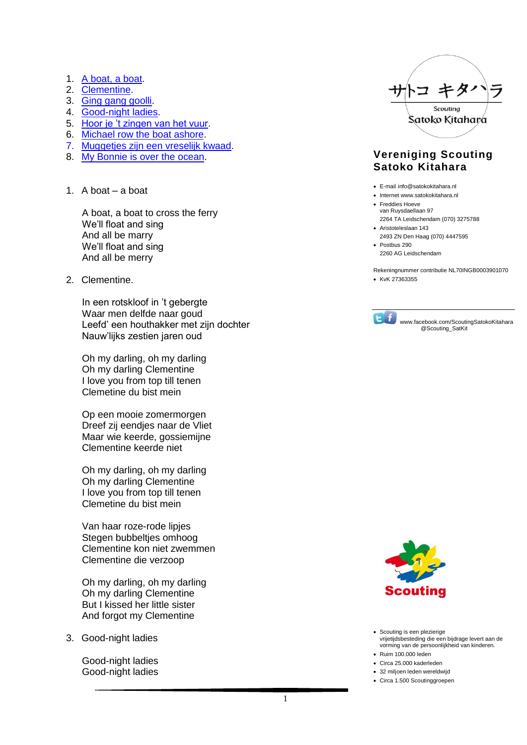1. [A boat, a boat](#).
2. [Clementine](#).
3. [Ging gang goolli](#).
4. [Good-night ladies](#).
5. [Hoor je 't zingen van het vuur](#).
6. [Michael row the boat ashore](#).
7. [Muggetjes zijn een vreselijk kwaad](#).
8. [My Bonnie is over the ocean](#).

1. A boat – a boat

   A boat, a boat to cross the ferry
   We'll float and sing
   And all be marry
   We'll float and sing
   And all be merry

2. Clementine.

   In een rotskloof in 't gebergte
   Waar men delfde naar goud
   Leefd' een houthakker met zijn dochter
   Nauw'lijks zestien jaren oud

   Oh my darling, oh my darling
   Oh my darling Clementine
   I love you from top till tenen
   Clemetine du bist mein

   Op een mooie zomermorgen
   Dreef zij eendjes naar de Vliet
   Maar wie keerde, gossiemijne
   Clementine keerde niet

   Oh my darling, oh my darling
   Oh my darling Clementine
   I love you from top till tenen
   Clemetine du bist mein

   Van haar roze-rode lipjes
   Stegen bubbeltjes omhoog
   Clementine kon niet zwemmen
   Clementine die verzoop

   Oh my darling, oh my darling
   Oh my darling Clementine
   But I kissed her little sister
   And forgot my Clementine

3. Good-night ladies

   Good-night ladies
   Good-night ladies

サトコ キタハラ
Scouting
Satoko Kitahara

## Vereniging Scouting Satoko Kitahara

- E-mail info@satokokitahara.nl
- Internet www.satokokitahara.nl
- Freddies Hoeve
  van Ruysdaellaan 97
  2264 TA Leidschendam (070) 3275788
- Aristoteleslaan 143
  2493 ZN Den Haag (070) 4447595
- Postbus 290
  2260 AG Leidschendam

Rekeningnummer contributie NL70INGB0003901070

- KvK 27363355

www.facebook.com/ScoutingSatokoKitahara
@Scouting_SatKit

Scouting

- Scouting is een plezierige vrijetijdsbesteding die een bijdrage levert aan de vorming van de persoonlijkheid van kinderen.
- Ruim 100.000 leden
- Circa 25.000 kaderleden
- 32 miljoen leden wereldwijd
- Circa 1.500 Scoutinggroepen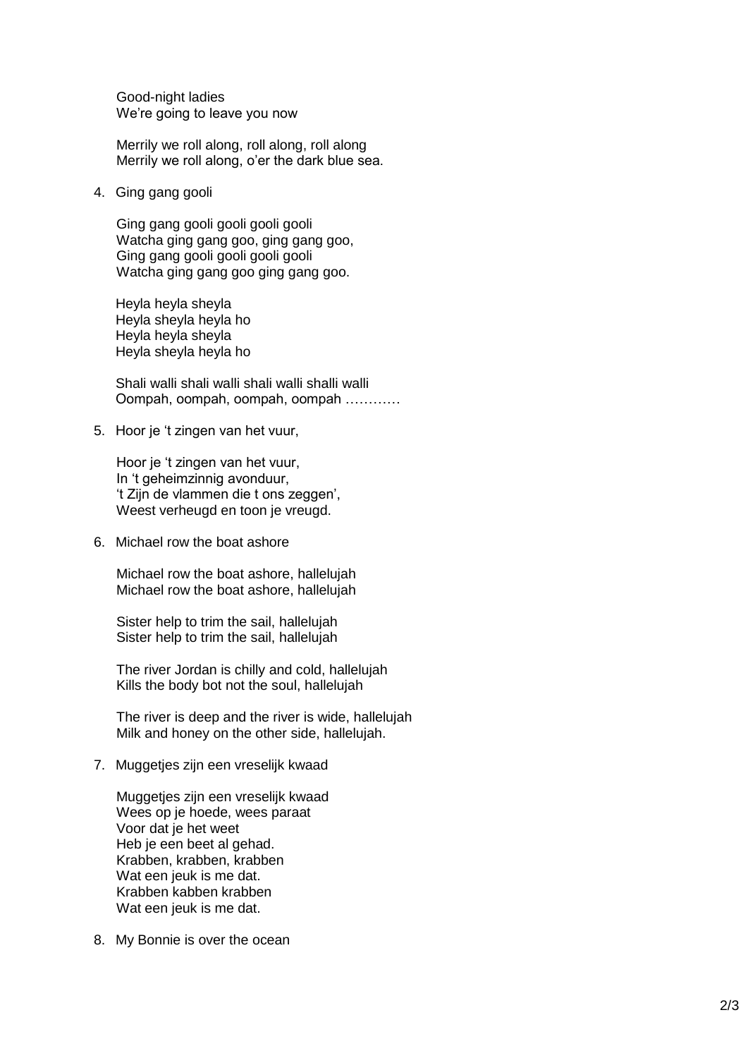Good-night ladies
We're going to leave you now

Merrily we roll along, roll along, roll along
Merrily we roll along, o'er the dark blue sea.

4. Ging gang gooli

Ging gang gooli gooli gooli gooli
Watcha ging gang goo, ging gang goo,
Ging gang gooli gooli gooli gooli
Watcha ging gang goo ging gang goo.

Heyla heyla sheyla
Heyla sheyla heyla ho
Heyla heyla sheyla
Heyla sheyla heyla ho

Shali walli shali walli shali walli shalli walli
Oompah, oompah, oompah, oompah …………

5. Hoor je 't zingen van het vuur,

Hoor je 't zingen van het vuur,
In 't geheimzinnig avonduur,
't Zijn de vlammen die t ons zeggen',
Weest verheugd en toon je vreugd.

6. Michael row the boat ashore

Michael row the boat ashore, hallelujah
Michael row the boat ashore, hallelujah

Sister help to trim the sail, hallelujah
Sister help to trim the sail, hallelujah

The river Jordan is chilly and cold, hallelujah
Kills the body bot not the soul, hallelujah

The river is deep and the river is wide, hallelujah
Milk and honey on the other side, hallelujah.

7. Muggetjes zijn een vreselijk kwaad

Muggetjes zijn een vreselijk kwaad
Wees op je hoede, wees paraat
Voor dat je het weet
Heb je een beet al gehad.
Krabben, krabben, krabben
Wat een jeuk is me dat.
Krabben kabben krabben
Wat een jeuk is me dat.

8. My Bonnie is over the ocean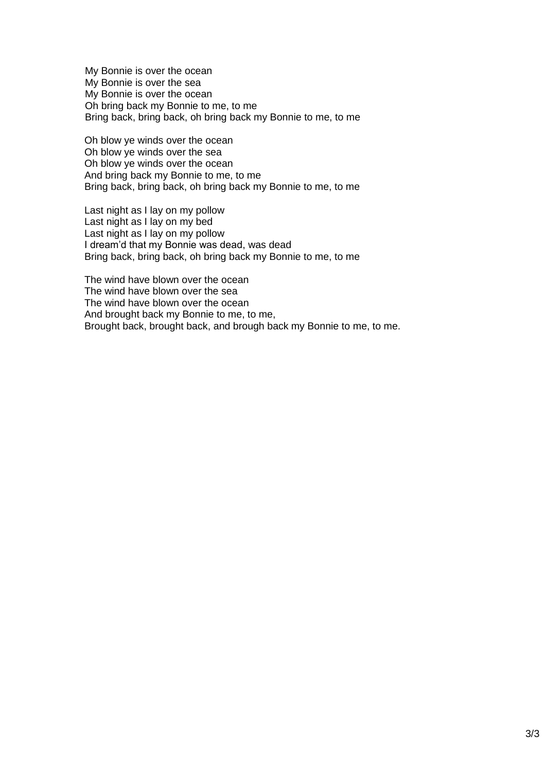My Bonnie is over the ocean  
My Bonnie is over the sea  
My Bonnie is over the ocean  
Oh bring back my Bonnie to me, to me  
Bring back, bring back, oh bring back my Bonnie to me, to me

Oh blow ye winds over the ocean  
Oh blow ye winds over the sea  
Oh blow ye winds over the ocean  
And bring back my Bonnie to me, to me  
Bring back, bring back, oh bring back my Bonnie to me, to me

Last night as I lay on my pollow  
Last night as I lay on my bed  
Last night as I lay on my pollow  
I dream'd that my Bonnie was dead, was dead  
Bring back, bring back, oh bring back my Bonnie to me, to me

The wind have blown over the ocean  
The wind have blown over the sea  
The wind have blown over the ocean  
And brought back my Bonnie to me, to me,  
Brought back, brought back, and brough back my Bonnie to me, to me.